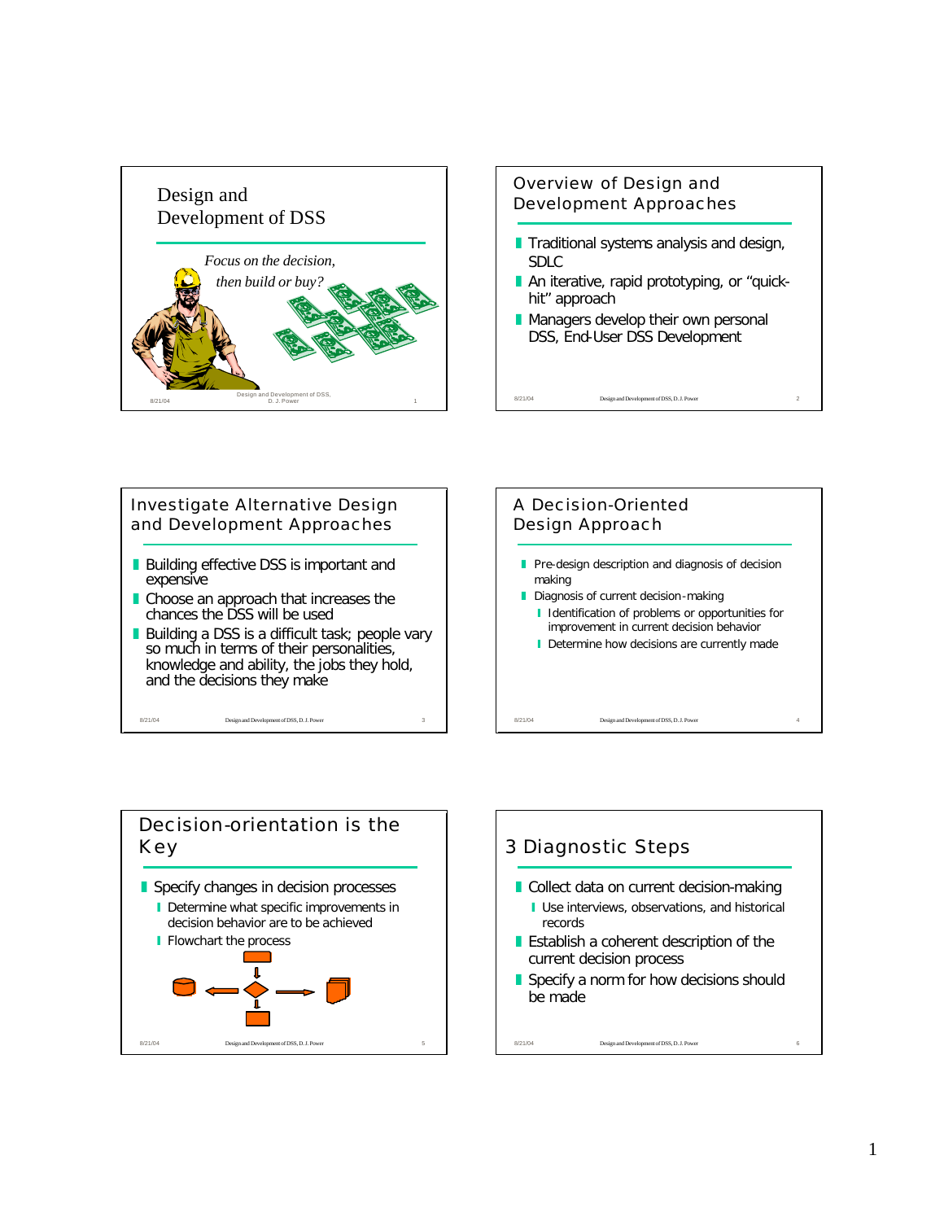## Design and Development of DSS

*Focus on the decision, then build or buy?*

## Overview of Design and Development Approaches

- Traditional systems analysis and design, SDLC
- An iterative, rapid prototyping, or "quick-hit" approach
- Managers develop their own personal DSS, End-User DSS Development

## Investigate Alternative Design and Development Approaches

- Building effective DSS is important and expensive
- Choose an approach that increases the chances the DSS will be used
- Building a DSS is a difficult task; people vary so much in terms of their personalities, knowledge and ability, the jobs they hold, and the decisions they make

## A Decision-Oriented Design Approach

- Pre-design description and diagnosis of decision making
- Diagnosis of current decision-making
  - Identification of problems or opportunities for improvement in current decision behavior
  - Determine how decisions are currently made

## Decision-orientation is the Key

- Specify changes in decision processes
  - Determine what specific improvements in decision behavior are to be achieved
  - Flowchart the process

## 3 Diagnostic Steps

- Collect data on current decision-making
  - Use interviews, observations, and historical records
- Establish a coherent description of the current decision process
- Specify a norm for how decisions should be made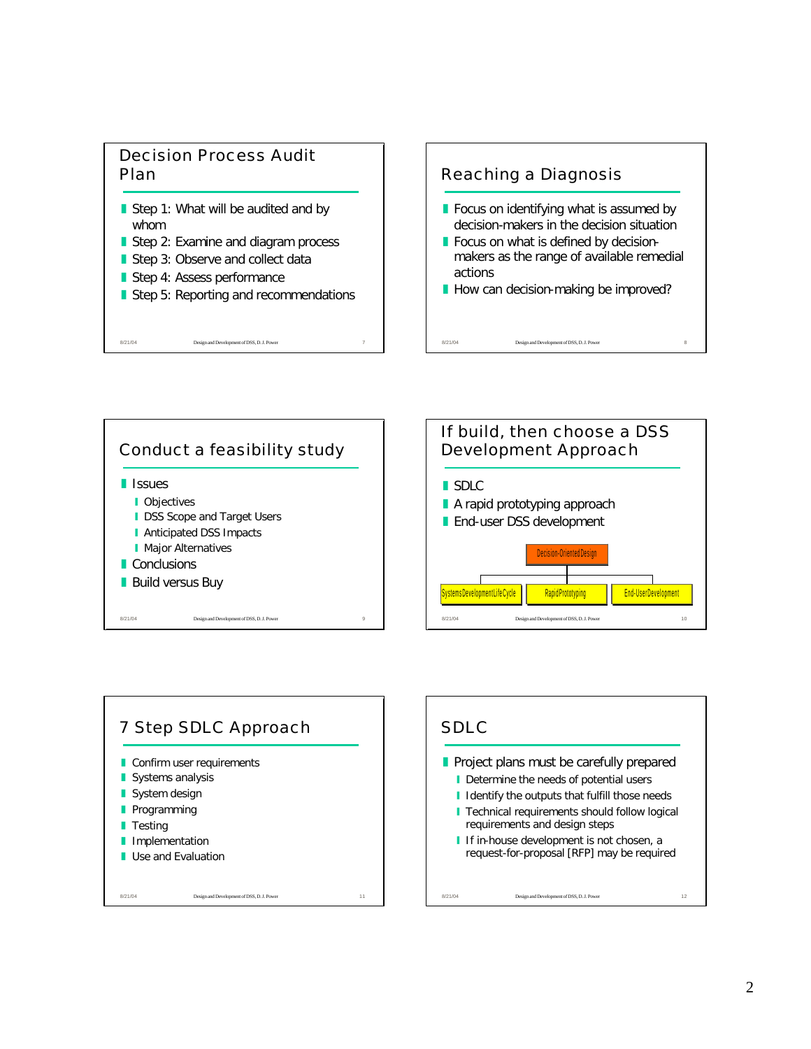## Decision Process Audit Plan

- Step 1: What will be audited and by whom
- Step 2: Examine and diagram process
- Step 3: Observe and collect data
- Step 4: Assess performance
- Step 5: Reporting and recommendations

## Reaching a Diagnosis

- Focus on identifying what is assumed by decision-makers in the decision situation
- Focus on what is defined by decision-makers as the range of available remedial actions
- How can decision-making be improved?

## Conduct a feasibility study

- Issues
  - Objectives
  - DSS Scope and Target Users
  - Anticipated DSS Impacts
  - Major Alternatives
- Conclusions
- Build versus Buy

## If build, then choose a DSS Development Approach

- SDLC
- A rapid prototyping approach
- End-user DSS development

Decision-Oriented Design
- Systems Development Life Cycle
- Rapid Prototyping
- End-User Development

## 7 Step SDLC Approach

- Confirm user requirements
- Systems analysis
- System design
- Programming
- Testing
- Implementation
- Use and Evaluation

## SDLC

- Project plans must be carefully prepared
  - Determine the needs of potential users
  - Identify the outputs that fulfill those needs
  - Technical requirements should follow logical requirements and design steps
  - If in-house development is not chosen, a request-for-proposal [RFP] may be required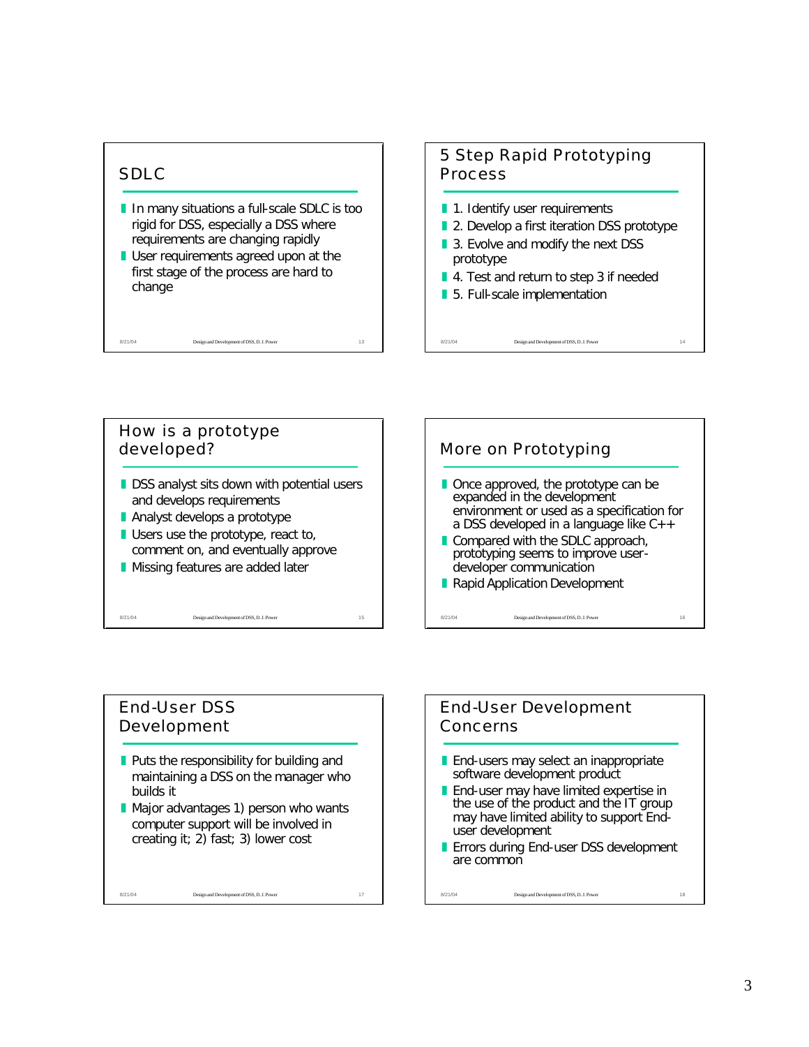## SDLC

- In many situations a full-scale SDLC is too rigid for DSS, especially a DSS where requirements are changing rapidly
- User requirements agreed upon at the first stage of the process are hard to change

## 5 Step Rapid Prototyping Process

- 1. Identify user requirements
- 2. Develop a first iteration DSS prototype
- 3. Evolve and modify the next DSS prototype
- 4. Test and return to step 3 if needed
- 5. Full-scale implementation

## How is a prototype developed?

- DSS analyst sits down with potential users and develops requirements
- Analyst develops a prototype
- Users use the prototype, react to, comment on, and eventually approve
- Missing features are added later

## More on Prototyping

- Once approved, the prototype can be expanded in the development environment or used as a specification for a DSS developed in a language like C++
- Compared with the SDLC approach, prototyping seems to improve user-developer communication
- Rapid Application Development

## End-User DSS Development

- Puts the responsibility for building and maintaining a DSS on the manager who builds it
- Major advantages 1) person who wants computer support will be involved in creating it; 2) fast; 3) lower cost

## End-User Development Concerns

- End-users may select an inappropriate software development product
- End-user may have limited expertise in the use of the product and the IT group may have limited ability to support End-user development
- Errors during End-user DSS development are common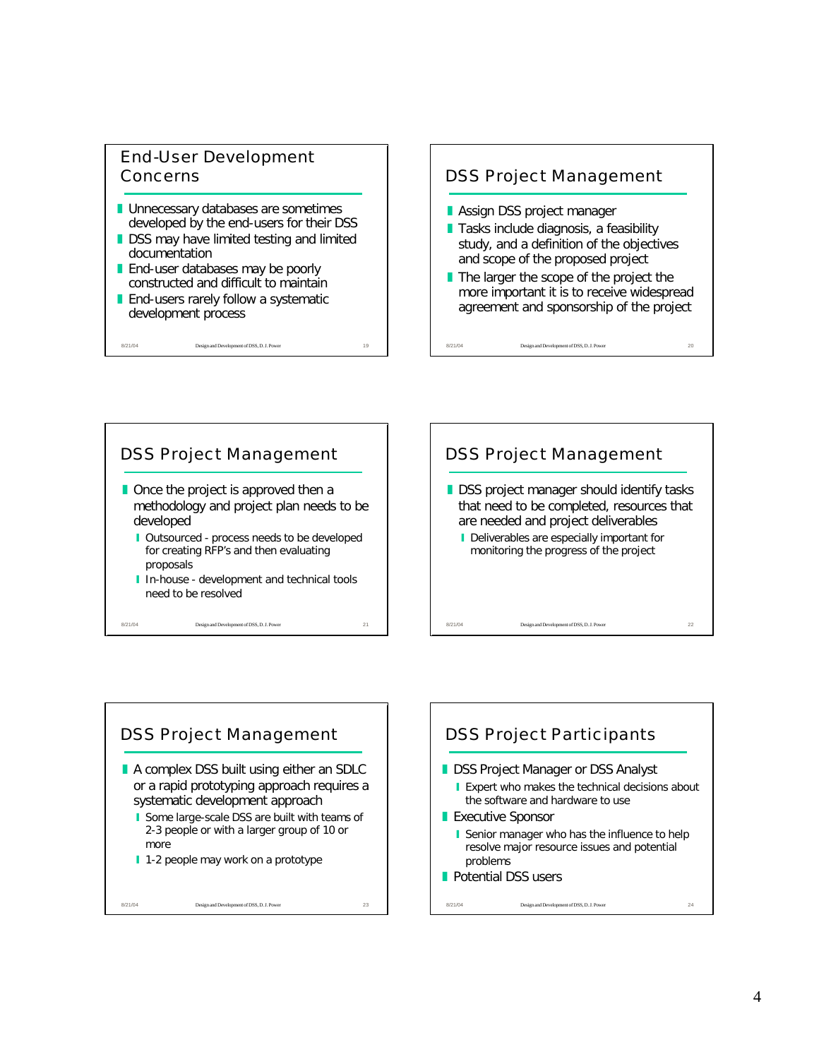## End-User Development Concerns

- Unnecessary databases are sometimes developed by the end-users for their DSS
- DSS may have limited testing and limited documentation
- End-user databases may be poorly constructed and difficult to maintain
- End-users rarely follow a systematic development process

## DSS Project Management

- Assign DSS project manager
- Tasks include diagnosis, a feasibility study, and a definition of the objectives and scope of the proposed project
- The larger the scope of the project the more important it is to receive widespread agreement and sponsorship of the project

## DSS Project Management

- Once the project is approved then a methodology and project plan needs to be developed
  - Outsourced - process needs to be developed for creating RFP's and then evaluating proposals
  - In-house - development and technical tools need to be resolved

## DSS Project Management

- DSS project manager should identify tasks that need to be completed, resources that are needed and project deliverables
  - Deliverables are especially important for monitoring the progress of the project

## DSS Project Management

- A complex DSS built using either an SDLC or a rapid prototyping approach requires a systematic development approach
  - Some large-scale DSS are built with teams of 2-3 people or with a larger group of 10 or more
  - 1-2 people may work on a prototype

## DSS Project Participants

- DSS Project Manager or DSS Analyst
  - Expert who makes the technical decisions about the software and hardware to use
- Executive Sponsor
  - Senior manager who has the influence to help resolve major resource issues and potential problems
- Potential DSS users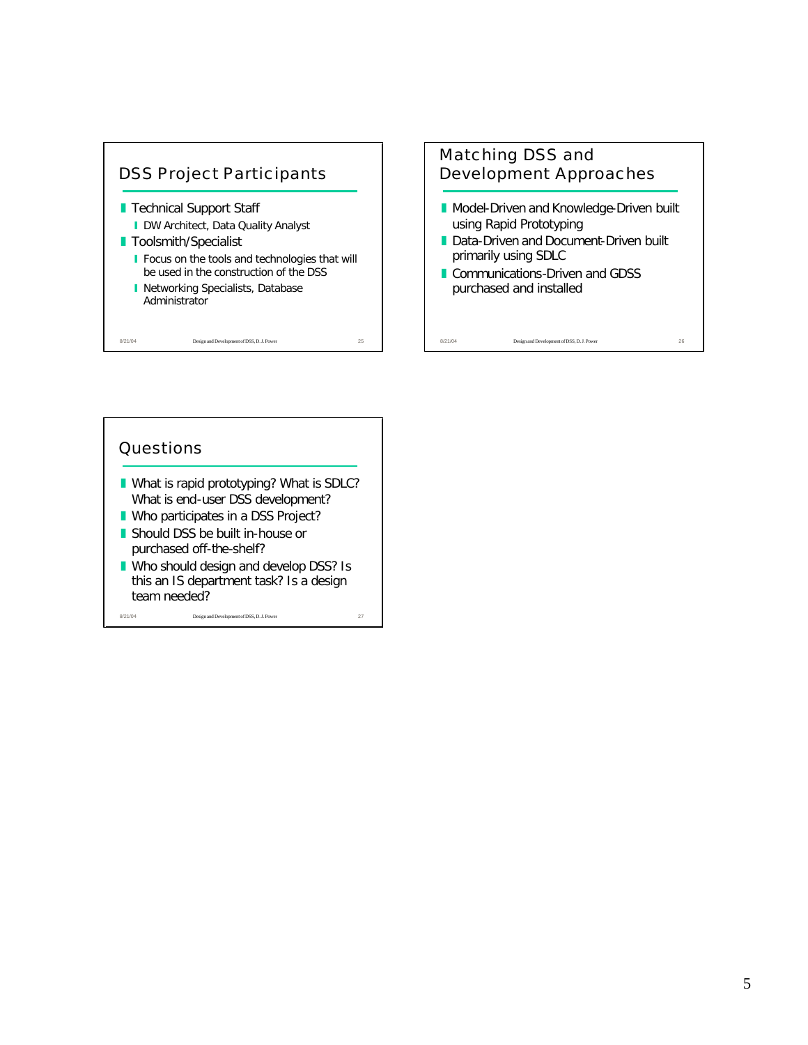## DSS Project Participants

- Technical Support Staff
  - DW Architect, Data Quality Analyst
- Toolsmith/Specialist
  - Focus on the tools and technologies that will be used in the construction of the DSS
  - Networking Specialists, Database Administrator

## Matching DSS and Development Approaches

- Model-Driven and Knowledge-Driven built using Rapid Prototyping
- Data-Driven and Document-Driven built primarily using SDLC
- Communications-Driven and GDSS purchased and installed

## Questions

- What is rapid prototyping? What is SDLC? What is end-user DSS development?
- Who participates in a DSS Project?
- Should DSS be built in-house or purchased off-the-shelf?
- Who should design and develop DSS? Is this an IS department task? Is a design team needed?